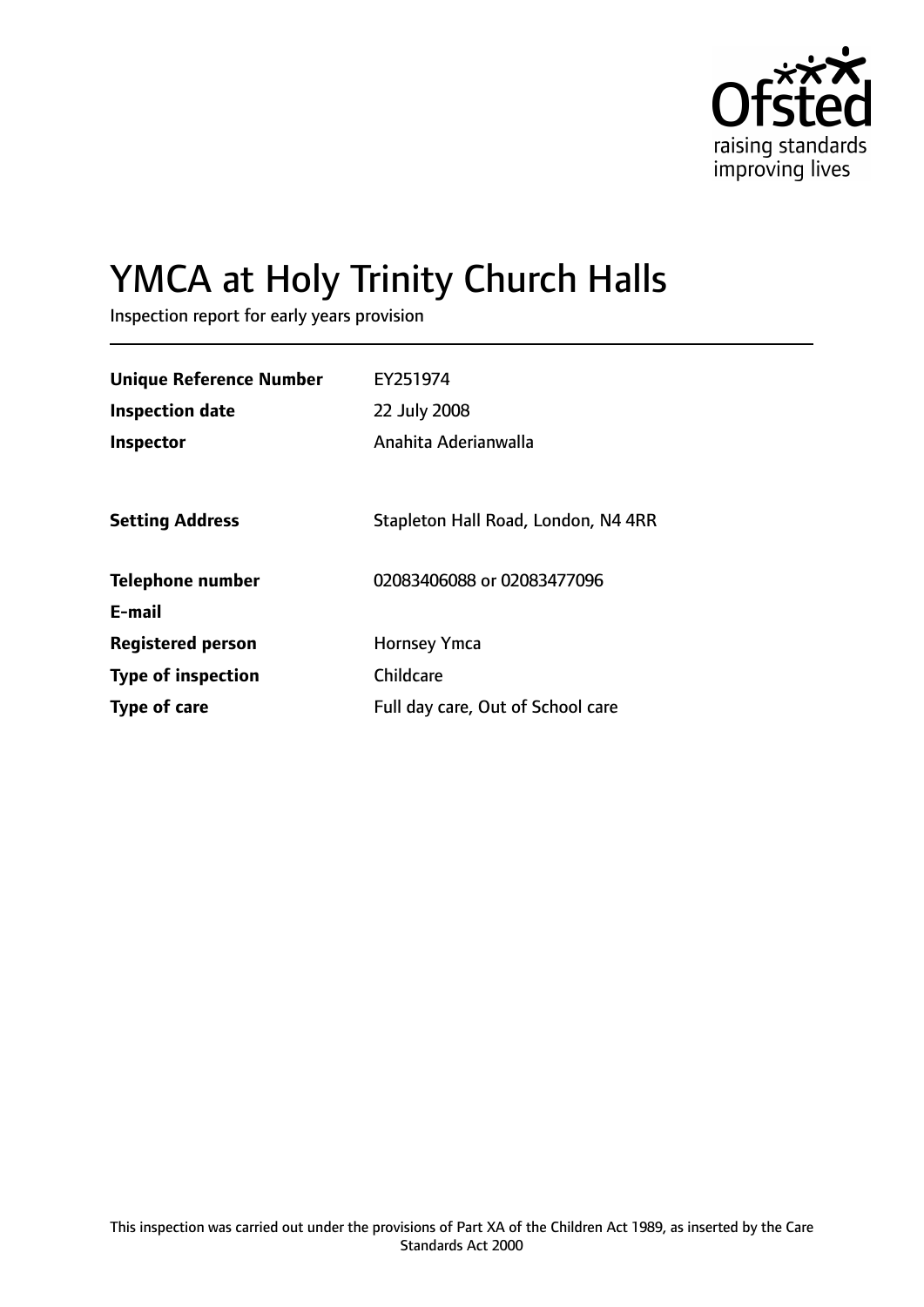Ofsted
raising standards
improving lives

# YMCA at Holy Trinity Church Halls

Inspection report for early years provision

| | |
|---|---|
| **Unique Reference Number** | EY251974 |
| **Inspection date** | 22 July 2008 |
| **Inspector** | Anahita Aderianwalla |
| **Setting Address** | Stapleton Hall Road, London, N4 4RR |
| **Telephone number** | 02083406088 or 02083477096 |
| **E-mail** | |
| **Registered person** | Hornsey Ymca |
| **Type of inspection** | Childcare |
| **Type of care** | Full day care, Out of School care |

This inspection was carried out under the provisions of Part XA of the Children Act 1989, as inserted by the Care Standards Act 2000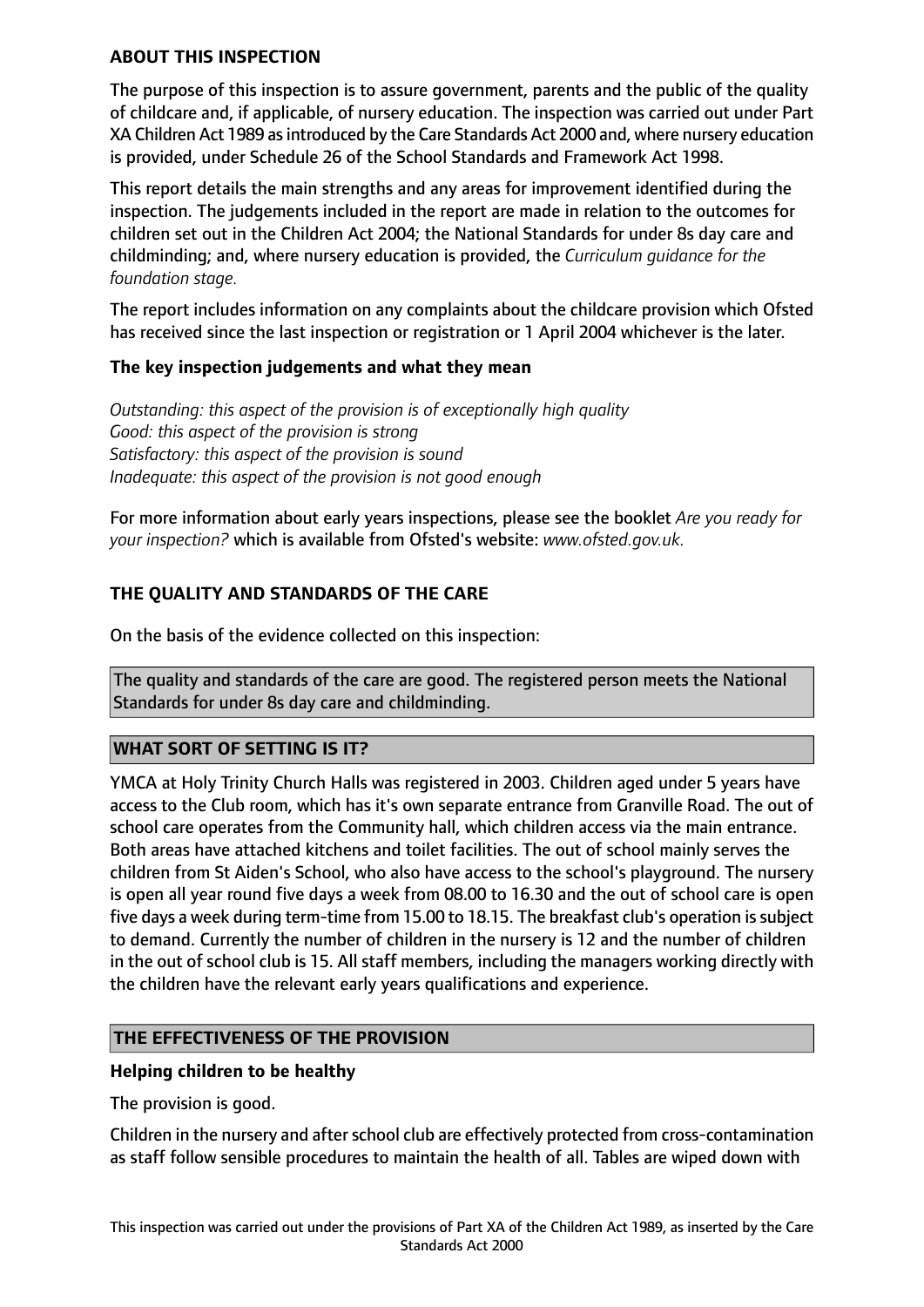**ABOUT THIS INSPECTION**

The purpose of this inspection is to assure government, parents and the public of the quality of childcare and, if applicable, of nursery education. The inspection was carried out under Part XA Children Act 1989 as introduced by the Care Standards Act 2000 and, where nursery education is provided, under Schedule 26 of the School Standards and Framework Act 1998.

This report details the main strengths and any areas for improvement identified during the inspection. The judgements included in the report are made in relation to the outcomes for children set out in the Children Act 2004; the National Standards for under 8s day care and childminding; and, where nursery education is provided, the *Curriculum guidance for the foundation stage.*

The report includes information on any complaints about the childcare provision which Ofsted has received since the last inspection or registration or 1 April 2004 whichever is the later.

**The key inspection judgements and what they mean**

*Outstanding: this aspect of the provision is of exceptionally high quality*
*Good: this aspect of the provision is strong*
*Satisfactory: this aspect of the provision is sound*
*Inadequate: this aspect of the provision is not good enough*

For more information about early years inspections, please see the booklet *Are you ready for your inspection?* which is available from Ofsted's website: *www.ofsted.gov.uk.*

## THE QUALITY AND STANDARDS OF THE CARE

On the basis of the evidence collected on this inspection:

The quality and standards of the care are good. The registered person meets the National Standards for under 8s day care and childminding.

## WHAT SORT OF SETTING IS IT?

YMCA at Holy Trinity Church Halls was registered in 2003. Children aged under 5 years have access to the Club room, which has it's own separate entrance from Granville Road. The out of school care operates from the Community hall, which children access via the main entrance. Both areas have attached kitchens and toilet facilities. The out of school mainly serves the children from St Aiden's School, who also have access to the school's playground. The nursery is open all year round five days a week from 08.00 to 16.30 and the out of school care is open five days a week during term-time from 15.00 to 18.15. The breakfast club's operation is subject to demand. Currently the number of children in the nursery is 12 and the number of children in the out of school club is 15. All staff members, including the managers working directly with the children have the relevant early years qualifications and experience.

## THE EFFECTIVENESS OF THE PROVISION

**Helping children to be healthy**

The provision is good.

Children in the nursery and after school club are effectively protected from cross-contamination as staff follow sensible procedures to maintain the health of all. Tables are wiped down with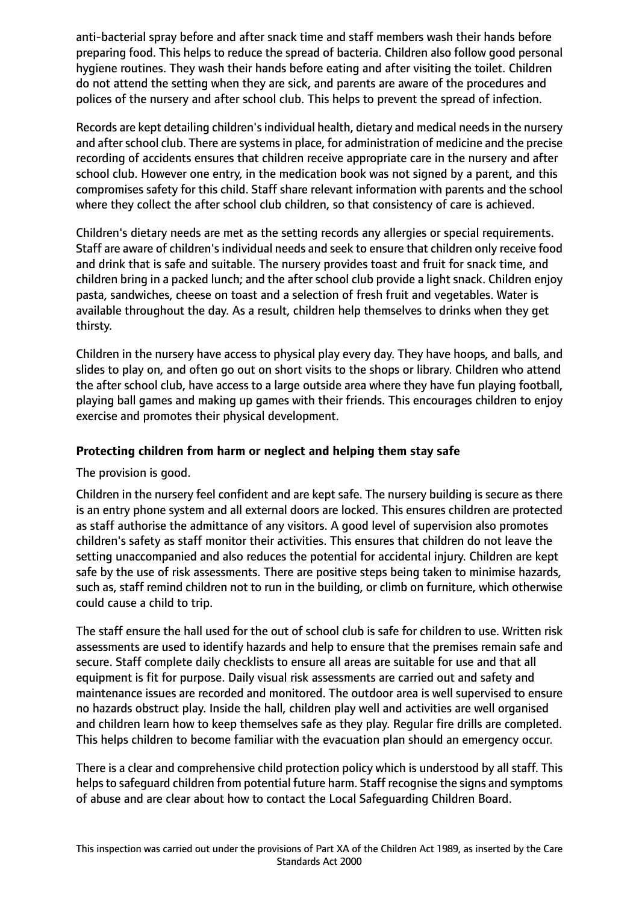anti-bacterial spray before and after snack time and staff members wash their hands before preparing food. This helps to reduce the spread of bacteria. Children also follow good personal hygiene routines. They wash their hands before eating and after visiting the toilet. Children do not attend the setting when they are sick, and parents are aware of the procedures and polices of the nursery and after school club. This helps to prevent the spread of infection.

Records are kept detailing children's individual health, dietary and medical needs in the nursery and after school club. There are systems in place, for administration of medicine and the precise recording of accidents ensures that children receive appropriate care in the nursery and after school club. However one entry, in the medication book was not signed by a parent, and this compromises safety for this child. Staff share relevant information with parents and the school where they collect the after school club children, so that consistency of care is achieved.

Children's dietary needs are met as the setting records any allergies or special requirements. Staff are aware of children's individual needs and seek to ensure that children only receive food and drink that is safe and suitable. The nursery provides toast and fruit for snack time, and children bring in a packed lunch; and the after school club provide a light snack. Children enjoy pasta, sandwiches, cheese on toast and a selection of fresh fruit and vegetables. Water is available throughout the day. As a result, children help themselves to drinks when they get thirsty.

Children in the nursery have access to physical play every day. They have hoops, and balls, and slides to play on, and often go out on short visits to the shops or library. Children who attend the after school club, have access to a large outside area where they have fun playing football, playing ball games and making up games with their friends. This encourages children to enjoy exercise and promotes their physical development.

### Protecting children from harm or neglect and helping them stay safe

The provision is good.

Children in the nursery feel confident and are kept safe. The nursery building is secure as there is an entry phone system and all external doors are locked. This ensures children are protected as staff authorise the admittance of any visitors. A good level of supervision also promotes children's safety as staff monitor their activities. This ensures that children do not leave the setting unaccompanied and also reduces the potential for accidental injury. Children are kept safe by the use of risk assessments. There are positive steps being taken to minimise hazards, such as, staff remind children not to run in the building, or climb on furniture, which otherwise could cause a child to trip.

The staff ensure the hall used for the out of school club is safe for children to use. Written risk assessments are used to identify hazards and help to ensure that the premises remain safe and secure. Staff complete daily checklists to ensure all areas are suitable for use and that all equipment is fit for purpose. Daily visual risk assessments are carried out and safety and maintenance issues are recorded and monitored. The outdoor area is well supervised to ensure no hazards obstruct play. Inside the hall, children play well and activities are well organised and children learn how to keep themselves safe as they play. Regular fire drills are completed. This helps children to become familiar with the evacuation plan should an emergency occur.

There is a clear and comprehensive child protection policy which is understood by all staff. This helps to safeguard children from potential future harm. Staff recognise the signs and symptoms of abuse and are clear about how to contact the Local Safeguarding Children Board.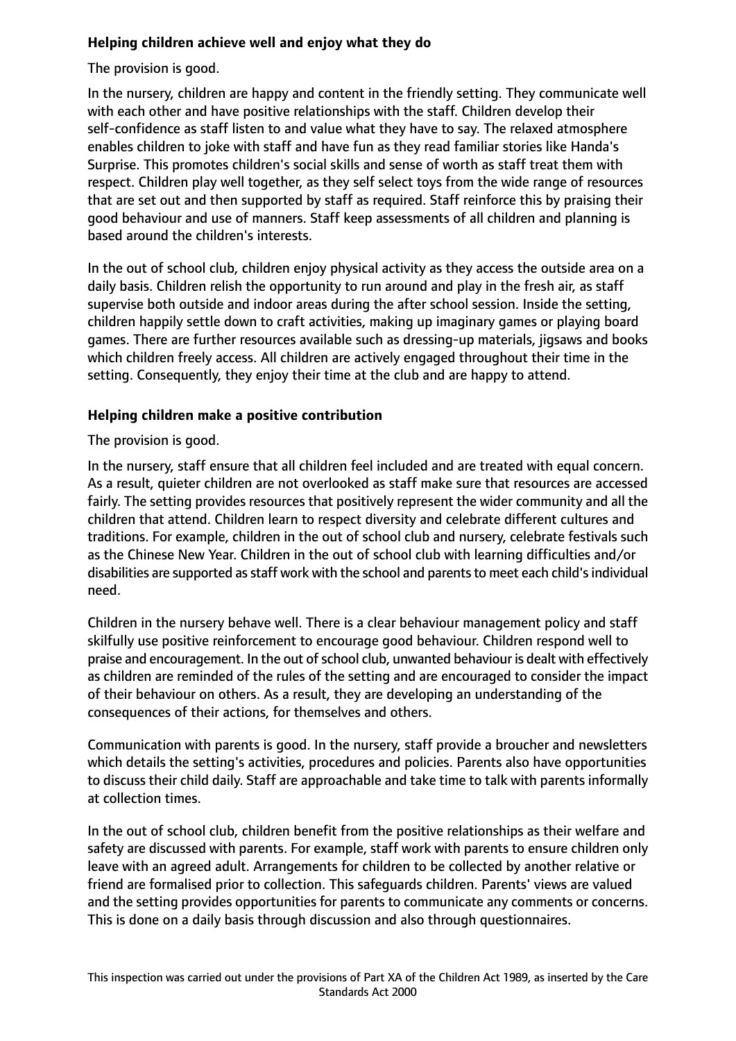**Helping children achieve well and enjoy what they do**

The provision is good.

In the nursery, children are happy and content in the friendly setting. They communicate well with each other and have positive relationships with the staff. Children develop their self-confidence as staff listen to and value what they have to say. The relaxed atmosphere enables children to joke with staff and have fun as they read familiar stories like Handa's Surprise. This promotes children's social skills and sense of worth as staff treat them with respect. Children play well together, as they self select toys from the wide range of resources that are set out and then supported by staff as required. Staff reinforce this by praising their good behaviour and use of manners. Staff keep assessments of all children and planning is based around the children's interests.

In the out of school club, children enjoy physical activity as they access the outside area on a daily basis. Children relish the opportunity to run around and play in the fresh air, as staff supervise both outside and indoor areas during the after school session. Inside the setting, children happily settle down to craft activities, making up imaginary games or playing board games. There are further resources available such as dressing-up materials, jigsaws and books which children freely access. All children are actively engaged throughout their time in the setting. Consequently, they enjoy their time at the club and are happy to attend.

**Helping children make a positive contribution**

The provision is good.

In the nursery, staff ensure that all children feel included and are treated with equal concern. As a result, quieter children are not overlooked as staff make sure that resources are accessed fairly. The setting provides resources that positively represent the wider community and all the children that attend. Children learn to respect diversity and celebrate different cultures and traditions. For example, children in the out of school club and nursery, celebrate festivals such as the Chinese New Year. Children in the out of school club with learning difficulties and/or disabilities are supported as staff work with the school and parents to meet each child's individual need.

Children in the nursery behave well. There is a clear behaviour management policy and staff skilfully use positive reinforcement to encourage good behaviour. Children respond well to praise and encouragement. In the out of school club, unwanted behaviour is dealt with effectively as children are reminded of the rules of the setting and are encouraged to consider the impact of their behaviour on others. As a result, they are developing an understanding of the consequences of their actions, for themselves and others.

Communication with parents is good. In the nursery, staff provide a broucher and newsletters which details the setting's activities, procedures and policies. Parents also have opportunities to discuss their child daily. Staff are approachable and take time to talk with parents informally at collection times.

In the out of school club, children benefit from the positive relationships as their welfare and safety are discussed with parents. For example, staff work with parents to ensure children only leave with an agreed adult. Arrangements for children to be collected by another relative or friend are formalised prior to collection. This safeguards children. Parents' views are valued and the setting provides opportunities for parents to communicate any comments or concerns. This is done on a daily basis through discussion and also through questionnaires.

This inspection was carried out under the provisions of Part XA of the Children Act 1989, as inserted by the Care Standards Act 2000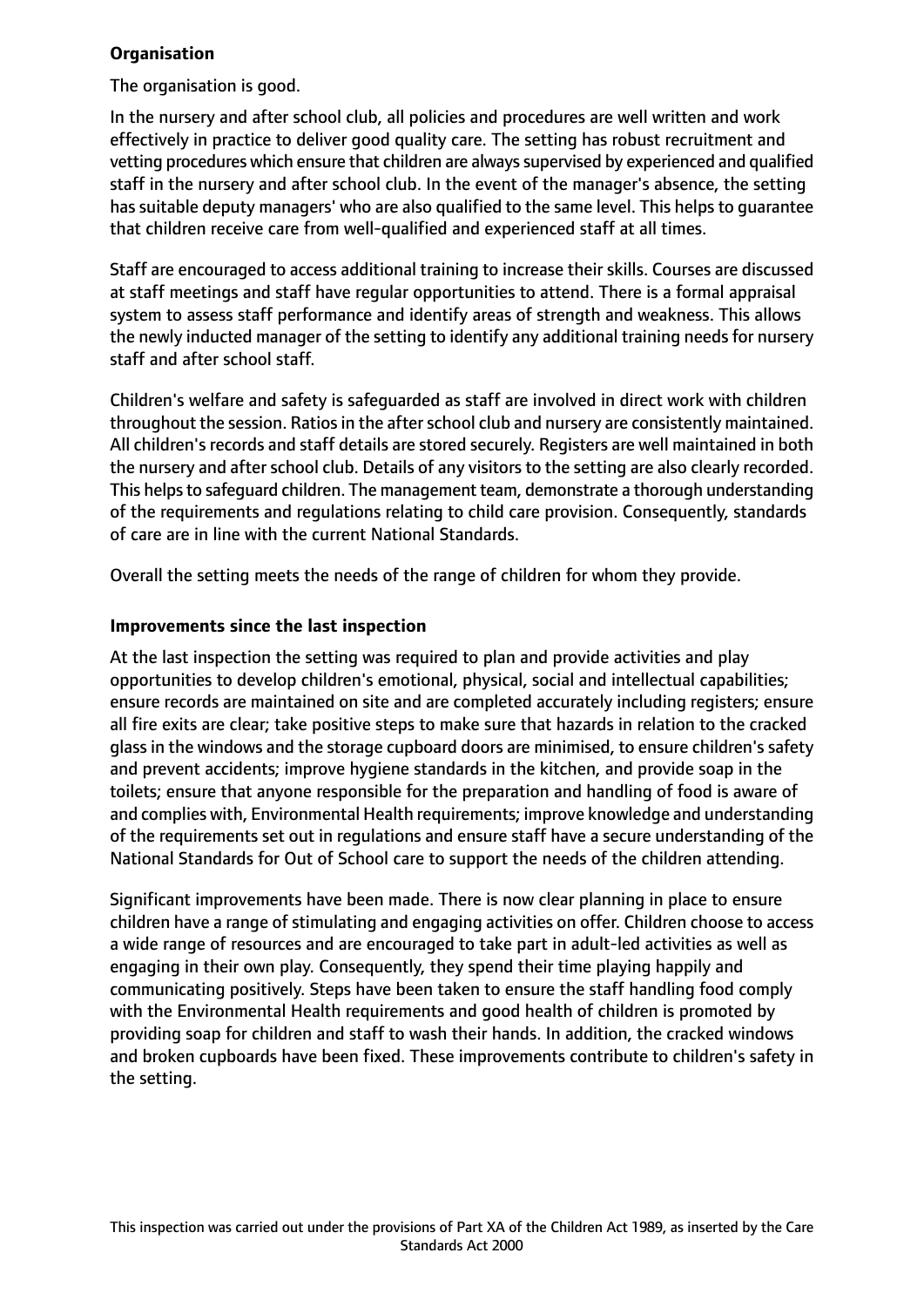**Organisation**

The organisation is good.

In the nursery and after school club, all policies and procedures are well written and work effectively in practice to deliver good quality care. The setting has robust recruitment and vetting procedures which ensure that children are always supervised by experienced and qualified staff in the nursery and after school club. In the event of the manager's absence, the setting has suitable deputy managers' who are also qualified to the same level. This helps to guarantee that children receive care from well-qualified and experienced staff at all times.

Staff are encouraged to access additional training to increase their skills. Courses are discussed at staff meetings and staff have regular opportunities to attend. There is a formal appraisal system to assess staff performance and identify areas of strength and weakness. This allows the newly inducted manager of the setting to identify any additional training needs for nursery staff and after school staff.

Children's welfare and safety is safeguarded as staff are involved in direct work with children throughout the session. Ratios in the after school club and nursery are consistently maintained. All children's records and staff details are stored securely. Registers are well maintained in both the nursery and after school club. Details of any visitors to the setting are also clearly recorded. This helps to safeguard children. The management team, demonstrate a thorough understanding of the requirements and regulations relating to child care provision. Consequently, standards of care are in line with the current National Standards.

Overall the setting meets the needs of the range of children for whom they provide.

**Improvements since the last inspection**

At the last inspection the setting was required to plan and provide activities and play opportunities to develop children's emotional, physical, social and intellectual capabilities; ensure records are maintained on site and are completed accurately including registers; ensure all fire exits are clear; take positive steps to make sure that hazards in relation to the cracked glass in the windows and the storage cupboard doors are minimised, to ensure children's safety and prevent accidents; improve hygiene standards in the kitchen, and provide soap in the toilets; ensure that anyone responsible for the preparation and handling of food is aware of and complies with, Environmental Health requirements; improve knowledge and understanding of the requirements set out in regulations and ensure staff have a secure understanding of the National Standards for Out of School care to support the needs of the children attending.

Significant improvements have been made. There is now clear planning in place to ensure children have a range of stimulating and engaging activities on offer. Children choose to access a wide range of resources and are encouraged to take part in adult-led activities as well as engaging in their own play. Consequently, they spend their time playing happily and communicating positively. Steps have been taken to ensure the staff handling food comply with the Environmental Health requirements and good health of children is promoted by providing soap for children and staff to wash their hands. In addition, the cracked windows and broken cupboards have been fixed. These improvements contribute to children's safety in the setting.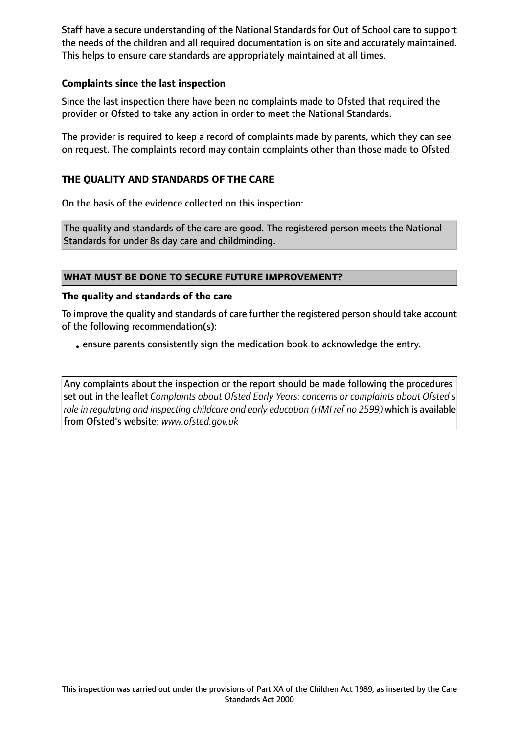Staff have a secure understanding of the National Standards for Out of School care to support the needs of the children and all required documentation is on site and accurately maintained. This helps to ensure care standards are appropriately maintained at all times.

**Complaints since the last inspection**

Since the last inspection there have been no complaints made to Ofsted that required the provider or Ofsted to take any action in order to meet the National Standards.

The provider is required to keep a record of complaints made by parents, which they can see on request. The complaints record may contain complaints other than those made to Ofsted.

## THE QUALITY AND STANDARDS OF THE CARE

On the basis of the evidence collected on this inspection:

The quality and standards of the care are good. The registered person meets the National Standards for under 8s day care and childminding.

## WHAT MUST BE DONE TO SECURE FUTURE IMPROVEMENT?

**The quality and standards of the care**

To improve the quality and standards of care further the registered person should take account of the following recommendation(s):

- ensure parents consistently sign the medication book to acknowledge the entry.

Any complaints about the inspection or the report should be made following the procedures set out in the leaflet *Complaints about Ofsted Early Years: concerns or complaints about Ofsted's role in regulating and inspecting childcare and early education (HMI ref no 2599)* which is available from Ofsted's website: *www.ofsted.gov.uk*

This inspection was carried out under the provisions of Part XA of the Children Act 1989, as inserted by the Care Standards Act 2000